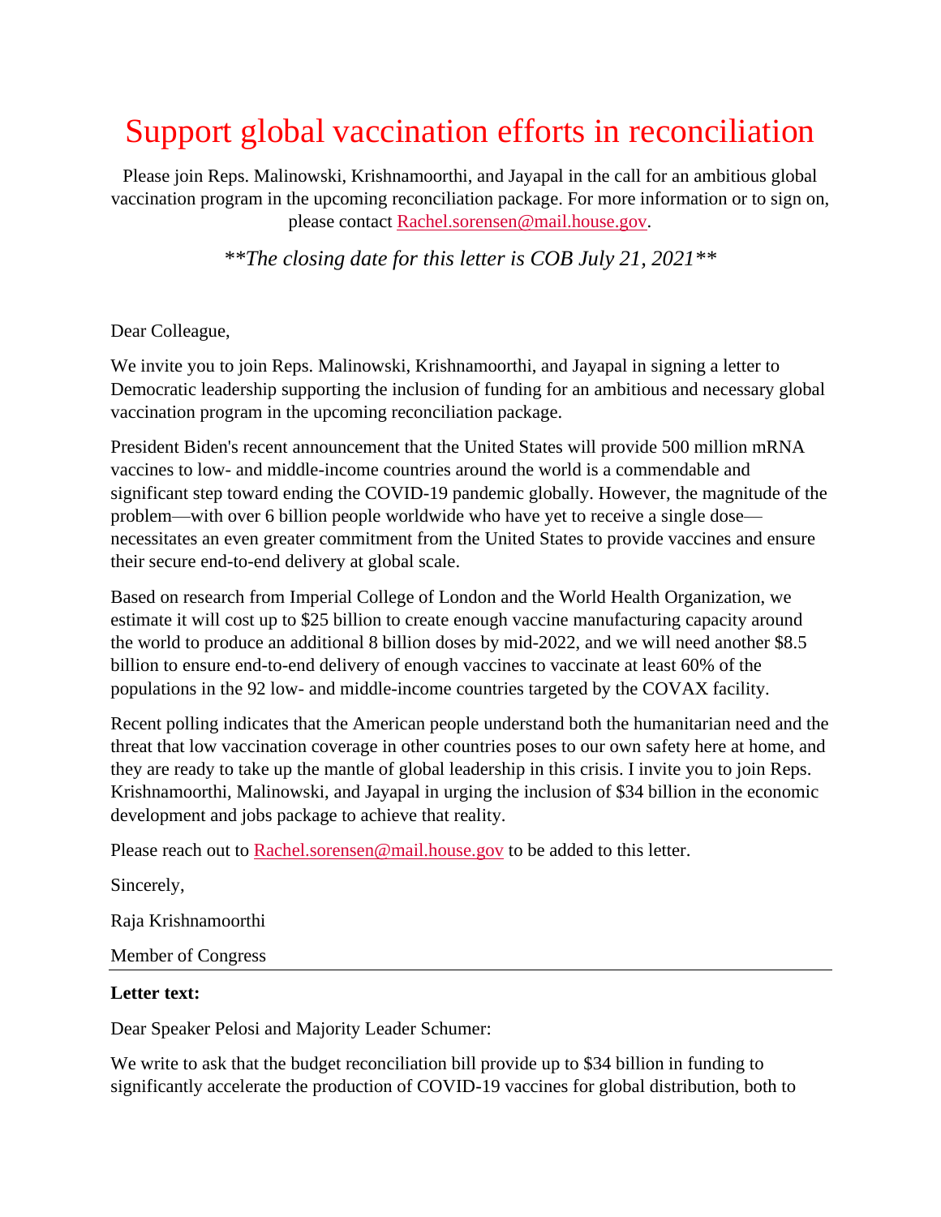# Support global vaccination efforts in reconciliation

Please join Reps. Malinowski, Krishnamoorthi, and Jayapal in the call for an ambitious global vaccination program in the upcoming reconciliation package. For more information or to sign on, please contact [Rachel.sorensen@mail.house.gov](mailto:Rachel.sorensen@mail.house.gov).

***The closing date for this letter is COB July 21, 2021***

Dear Colleague,

We invite you to join Reps. Malinowski, Krishnamoorthi, and Jayapal in signing a letter to Democratic leadership supporting the inclusion of funding for an ambitious and necessary global vaccination program in the upcoming reconciliation package.

President Biden's recent announcement that the United States will provide 500 million mRNA vaccines to low- and middle-income countries around the world is a commendable and significant step toward ending the COVID-19 pandemic globally. However, the magnitude of the problem—with over 6 billion people worldwide who have yet to receive a single dose—necessitates an even greater commitment from the United States to provide vaccines and ensure their secure end-to-end delivery at global scale.

Based on research from Imperial College of London and the World Health Organization, we estimate it will cost up to $25 billion to create enough vaccine manufacturing capacity around the world to produce an additional 8 billion doses by mid-2022, and we will need another $8.5 billion to ensure end-to-end delivery of enough vaccines to vaccinate at least 60% of the populations in the 92 low- and middle-income countries targeted by the COVAX facility.

Recent polling indicates that the American people understand both the humanitarian need and the threat that low vaccination coverage in other countries poses to our own safety here at home, and they are ready to take up the mantle of global leadership in this crisis. I invite you to join Reps. Krishnamoorthi, Malinowski, and Jayapal in urging the inclusion of $34 billion in the economic development and jobs package to achieve that reality.

Please reach out to [Rachel.sorensen@mail.house.gov](mailto:Rachel.sorensen@mail.house.gov) to be added to this letter.

Sincerely,

Raja Krishnamoorthi

Member of Congress

---

**Letter text:**

Dear Speaker Pelosi and Majority Leader Schumer:

We write to ask that the budget reconciliation bill provide up to $34 billion in funding to significantly accelerate the production of COVID-19 vaccines for global distribution, both to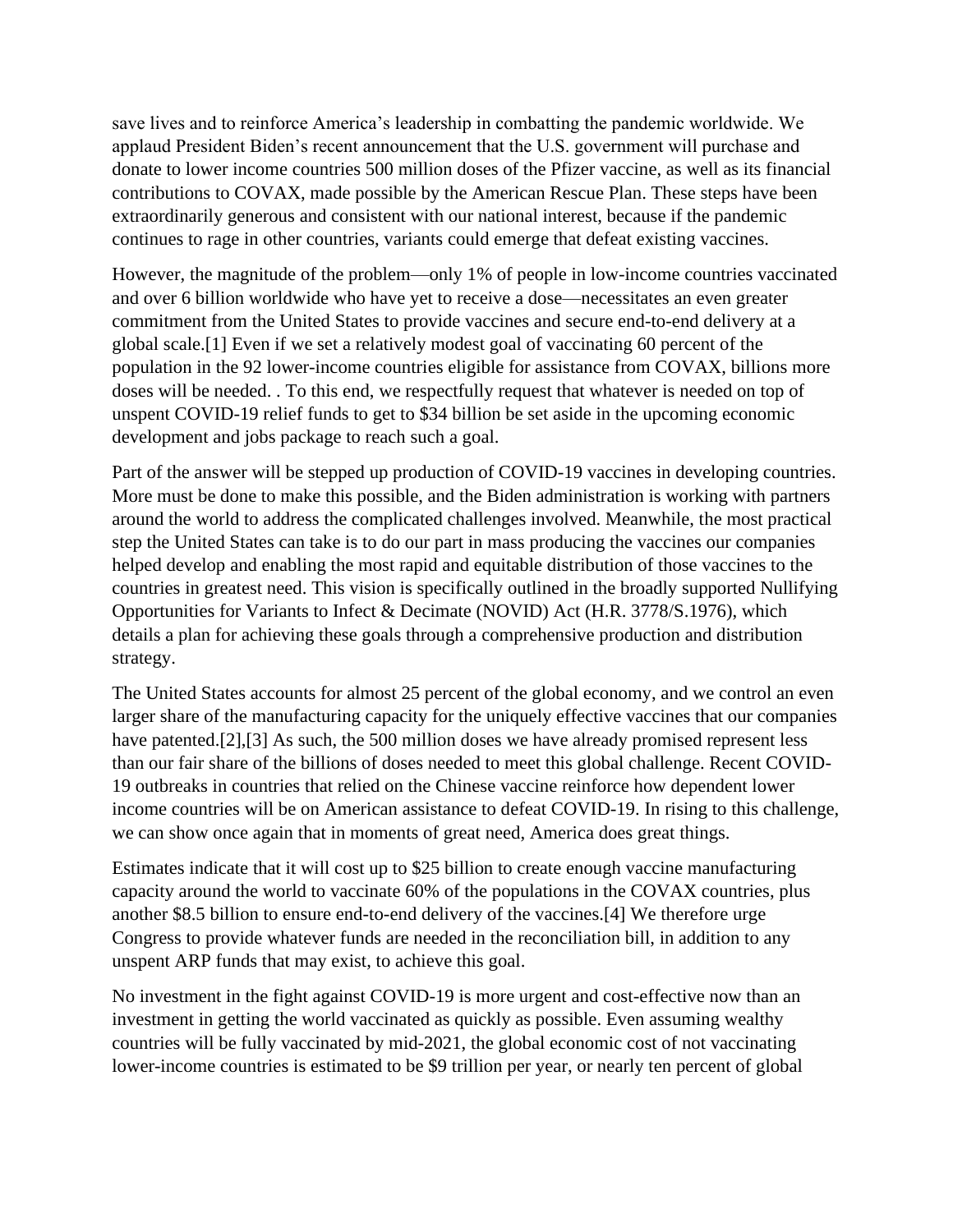save lives and to reinforce America's leadership in combatting the pandemic worldwide. We applaud President Biden's recent announcement that the U.S. government will purchase and donate to lower income countries 500 million doses of the Pfizer vaccine, as well as its financial contributions to COVAX, made possible by the American Rescue Plan. These steps have been extraordinarily generous and consistent with our national interest, because if the pandemic continues to rage in other countries, variants could emerge that defeat existing vaccines.

However, the magnitude of the problem—only 1% of people in low-income countries vaccinated and over 6 billion worldwide who have yet to receive a dose—necessitates an even greater commitment from the United States to provide vaccines and secure end-to-end delivery at a global scale.[1] Even if we set a relatively modest goal of vaccinating 60 percent of the population in the 92 lower-income countries eligible for assistance from COVAX, billions more doses will be needed. . To this end, we respectfully request that whatever is needed on top of unspent COVID-19 relief funds to get to $34 billion be set aside in the upcoming economic development and jobs package to reach such a goal.

Part of the answer will be stepped up production of COVID-19 vaccines in developing countries. More must be done to make this possible, and the Biden administration is working with partners around the world to address the complicated challenges involved. Meanwhile, the most practical step the United States can take is to do our part in mass producing the vaccines our companies helped develop and enabling the most rapid and equitable distribution of those vaccines to the countries in greatest need. This vision is specifically outlined in the broadly supported Nullifying Opportunities for Variants to Infect & Decimate (NOVID) Act (H.R. 3778/S.1976), which details a plan for achieving these goals through a comprehensive production and distribution strategy.

The United States accounts for almost 25 percent of the global economy, and we control an even larger share of the manufacturing capacity for the uniquely effective vaccines that our companies have patented.[2],[3] As such, the 500 million doses we have already promised represent less than our fair share of the billions of doses needed to meet this global challenge. Recent COVID-19 outbreaks in countries that relied on the Chinese vaccine reinforce how dependent lower income countries will be on American assistance to defeat COVID-19. In rising to this challenge, we can show once again that in moments of great need, America does great things.

Estimates indicate that it will cost up to $25 billion to create enough vaccine manufacturing capacity around the world to vaccinate 60% of the populations in the COVAX countries, plus another $8.5 billion to ensure end-to-end delivery of the vaccines.[4] We therefore urge Congress to provide whatever funds are needed in the reconciliation bill, in addition to any unspent ARP funds that may exist, to achieve this goal.

No investment in the fight against COVID-19 is more urgent and cost-effective now than an investment in getting the world vaccinated as quickly as possible. Even assuming wealthy countries will be fully vaccinated by mid-2021, the global economic cost of not vaccinating lower-income countries is estimated to be $9 trillion per year, or nearly ten percent of global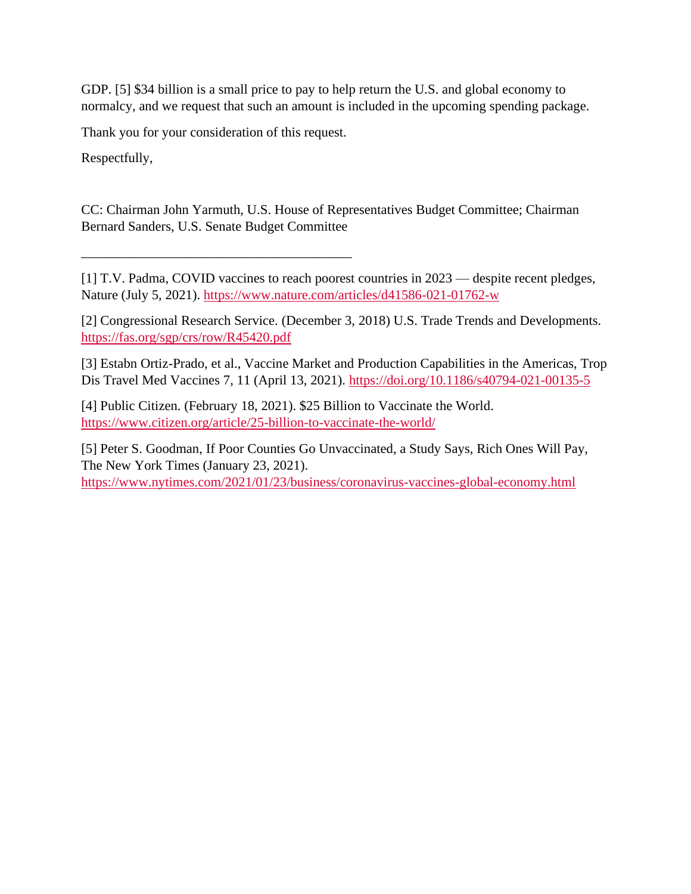GDP. [5] $34 billion is a small price to pay to help return the U.S. and global economy to normalcy, and we request that such an amount is included in the upcoming spending package.

Thank you for your consideration of this request.

Respectfully,

CC: Chairman John Yarmuth, U.S. House of Representatives Budget Committee; Chairman Bernard Sanders, U.S. Senate Budget Committee

---

[1] T.V. Padma, COVID vaccines to reach poorest countries in 2023 — despite recent pledges, Nature (July 5, 2021). https://www.nature.com/articles/d41586-021-01762-w

[2] Congressional Research Service. (December 3, 2018) U.S. Trade Trends and Developments. https://fas.org/sgp/crs/row/R45420.pdf

[3] Estabn Ortiz-Prado, et al., Vaccine Market and Production Capabilities in the Americas, Trop Dis Travel Med Vaccines 7, 11 (April 13, 2021). https://doi.org/10.1186/s40794-021-00135-5

[4] Public Citizen. (February 18, 2021). $25 Billion to Vaccinate the World. https://www.citizen.org/article/25-billion-to-vaccinate-the-world/

[5] Peter S. Goodman, If Poor Counties Go Unvaccinated, a Study Says, Rich Ones Will Pay, The New York Times (January 23, 2021). https://www.nytimes.com/2021/01/23/business/coronavirus-vaccines-global-economy.html